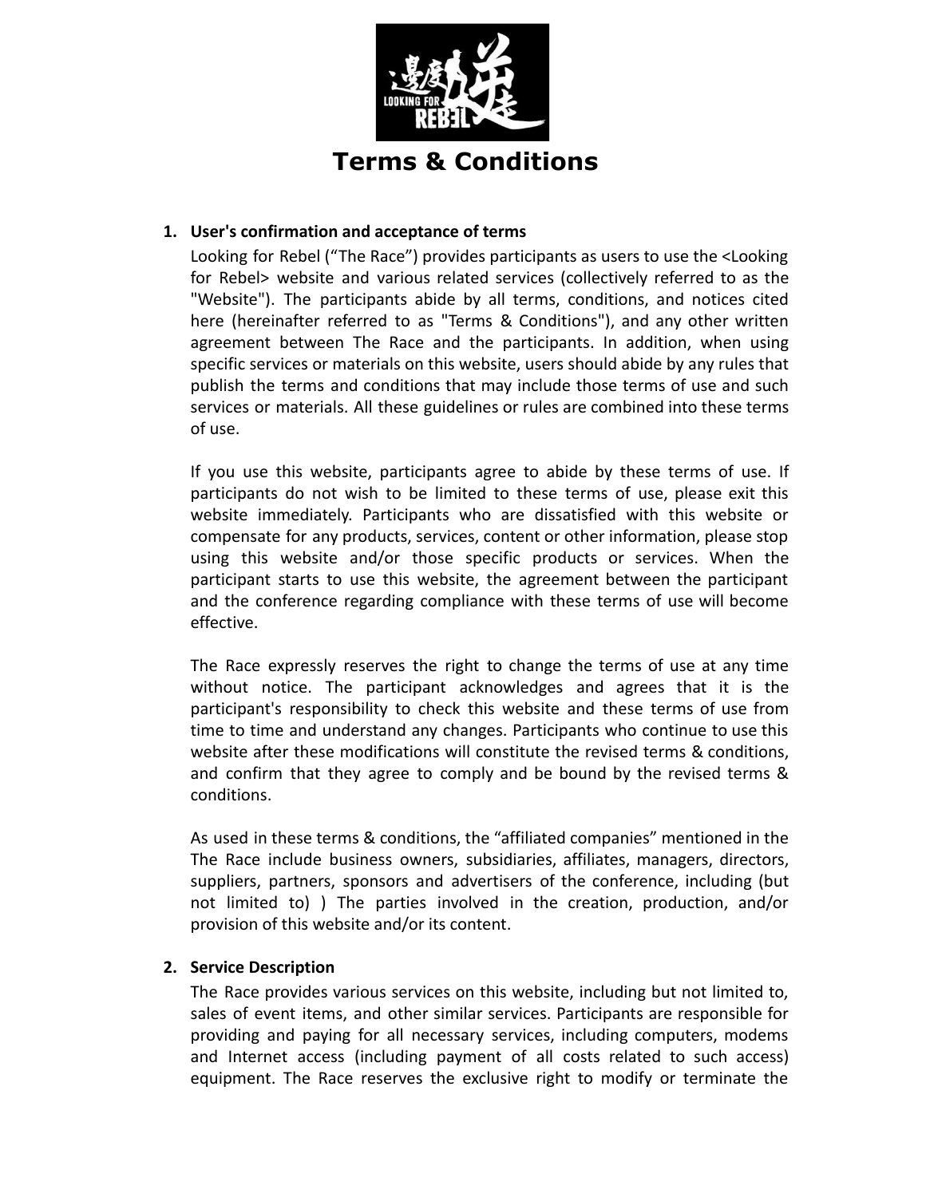# Terms & Conditions

1. **User's confirmation and acceptance of terms**

   Looking for Rebel ("The Race") provides participants as users to use the <Looking for Rebel> website and various related services (collectively referred to as the "Website"). The participants abide by all terms, conditions, and notices cited here (hereinafter referred to as "Terms & Conditions"), and any other written agreement between The Race and the participants. In addition, when using specific services or materials on this website, users should abide by any rules that publish the terms and conditions that may include those terms of use and such services or materials. All these guidelines or rules are combined into these terms of use.

   If you use this website, participants agree to abide by these terms of use. If participants do not wish to be limited to these terms of use, please exit this website immediately. Participants who are dissatisfied with this website or compensate for any products, services, content or other information, please stop using this website and/or those specific products or services. When the participant starts to use this website, the agreement between the participant and the conference regarding compliance with these terms of use will become effective.

   The Race expressly reserves the right to change the terms of use at any time without notice. The participant acknowledges and agrees that it is the participant's responsibility to check this website and these terms of use from time to time and understand any changes. Participants who continue to use this website after these modifications will constitute the revised terms & conditions, and confirm that they agree to comply and be bound by the revised terms & conditions.

   As used in these terms & conditions, the "affiliated companies" mentioned in the The Race include business owners, subsidiaries, affiliates, managers, directors, suppliers, partners, sponsors and advertisers of the conference, including (but not limited to) ) The parties involved in the creation, production, and/or provision of this website and/or its content.

2. **Service Description**

   The Race provides various services on this website, including but not limited to, sales of event items, and other similar services. Participants are responsible for providing and paying for all necessary services, including computers, modems and Internet access (including payment of all costs related to such access) equipment. The Race reserves the exclusive right to modify or terminate the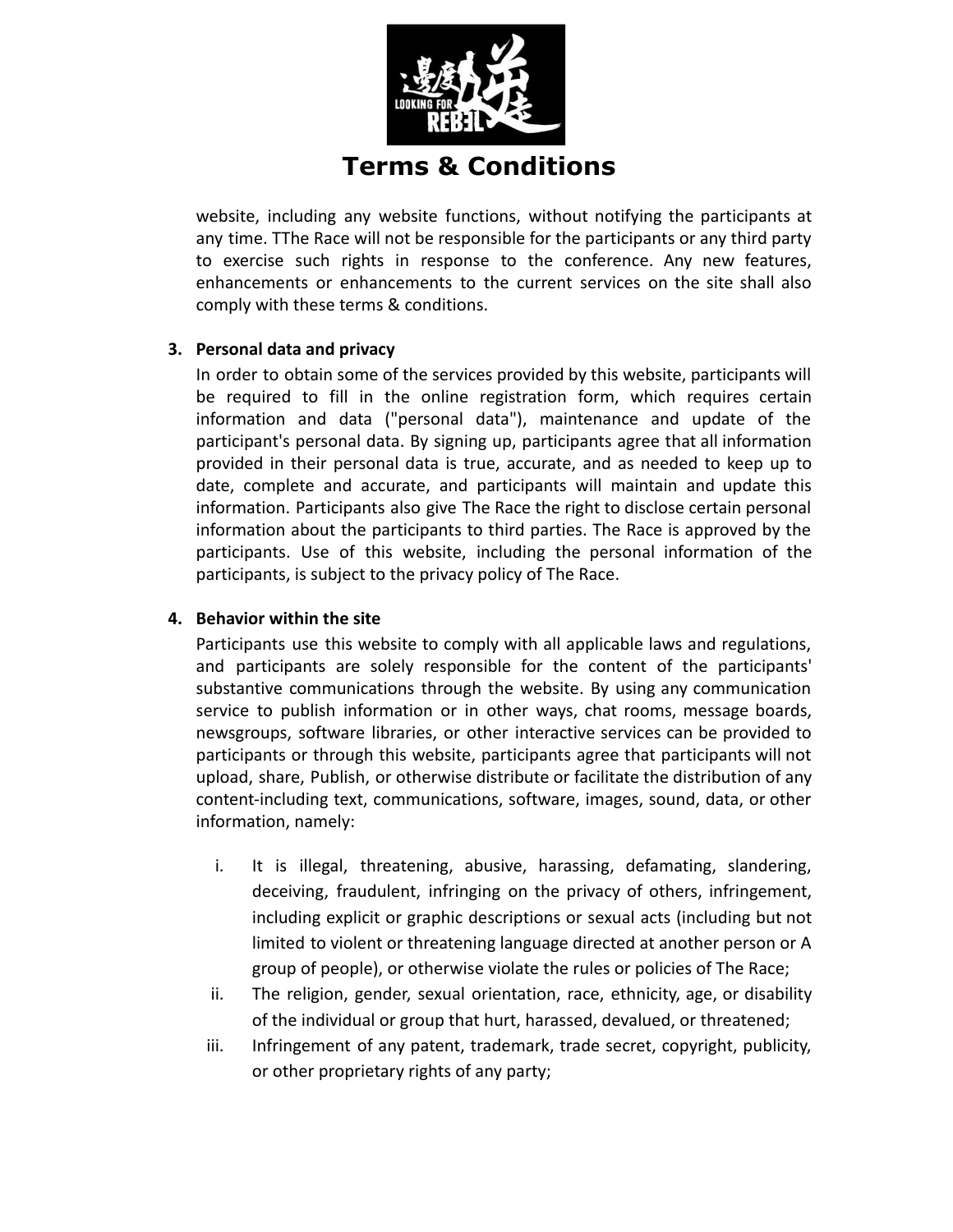website, including any website functions, without notifying the participants at any time. TThe Race will not be responsible for the participants or any third party to exercise such rights in response to the conference. Any new features, enhancements or enhancements to the current services on the site shall also comply with these terms & conditions.

3. **Personal data and privacy**

   In order to obtain some of the services provided by this website, participants will be required to fill in the online registration form, which requires certain information and data ("personal data"), maintenance and update of the participant's personal data. By signing up, participants agree that all information provided in their personal data is true, accurate, and as needed to keep up to date, complete and accurate, and participants will maintain and update this information. Participants also give The Race the right to disclose certain personal information about the participants to third parties. The Race is approved by the participants. Use of this website, including the personal information of the participants, is subject to the privacy policy of The Race.

4. **Behavior within the site**

   Participants use this website to comply with all applicable laws and regulations, and participants are solely responsible for the content of the participants' substantive communications through the website. By using any communication service to publish information or in other ways, chat rooms, message boards, newsgroups, software libraries, or other interactive services can be provided to participants or through this website, participants agree that participants will not upload, share, Publish, or otherwise distribute or facilitate the distribution of any content-including text, communications, software, images, sound, data, or other information, namely:

   i. It is illegal, threatening, abusive, harassing, defamating, slandering, deceiving, fraudulent, infringing on the privacy of others, infringement, including explicit or graphic descriptions or sexual acts (including but not limited to violent or threatening language directed at another person or A group of people), or otherwise violate the rules or policies of The Race;
   ii. The religion, gender, sexual orientation, race, ethnicity, age, or disability of the individual or group that hurt, harassed, devalued, or threatened;
   iii. Infringement of any patent, trademark, trade secret, copyright, publicity, or other proprietary rights of any party;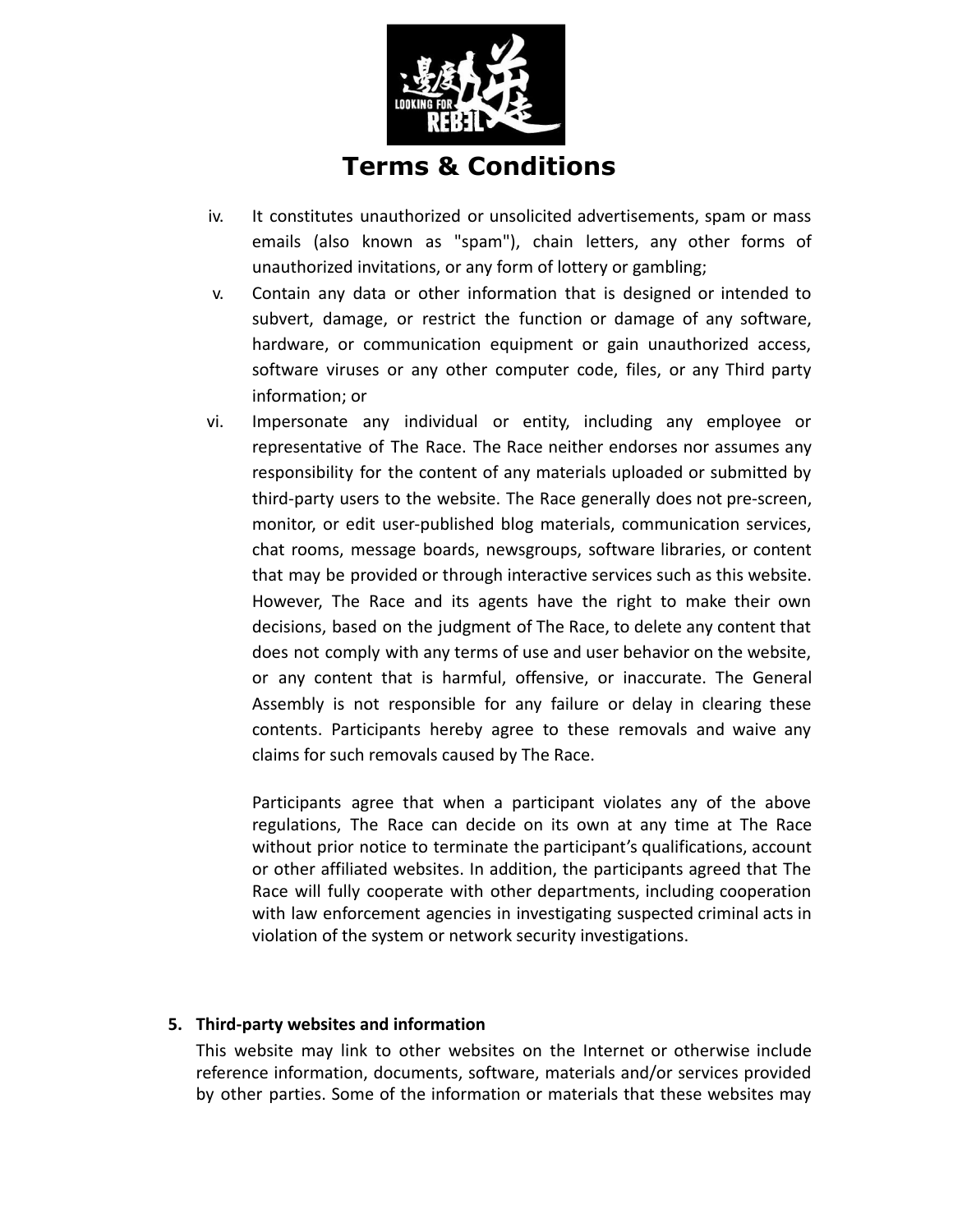iv. It constitutes unauthorized or unsolicited advertisements, spam or mass emails (also known as "spam"), chain letters, any other forms of unauthorized invitations, or any form of lottery or gambling;

v. Contain any data or other information that is designed or intended to subvert, damage, or restrict the function or damage of any software, hardware, or communication equipment or gain unauthorized access, software viruses or any other computer code, files, or any Third party information; or

vi. Impersonate any individual or entity, including any employee or representative of The Race. The Race neither endorses nor assumes any responsibility for the content of any materials uploaded or submitted by third-party users to the website. The Race generally does not pre-screen, monitor, or edit user-published blog materials, communication services, chat rooms, message boards, newsgroups, software libraries, or content that may be provided or through interactive services such as this website. However, The Race and its agents have the right to make their own decisions, based on the judgment of The Race, to delete any content that does not comply with any terms of use and user behavior on the website, or any content that is harmful, offensive, or inaccurate. The General Assembly is not responsible for any failure or delay in clearing these contents. Participants hereby agree to these removals and waive any claims for such removals caused by The Race.

   Participants agree that when a participant violates any of the above regulations, The Race can decide on its own at any time at The Race without prior notice to terminate the participant's qualifications, account or other affiliated websites. In addition, the participants agreed that The Race will fully cooperate with other departments, including cooperation with law enforcement agencies in investigating suspected criminal acts in violation of the system or network security investigations.

**5. Third-party websites and information**

This website may link to other websites on the Internet or otherwise include reference information, documents, software, materials and/or services provided by other parties. Some of the information or materials that these websites may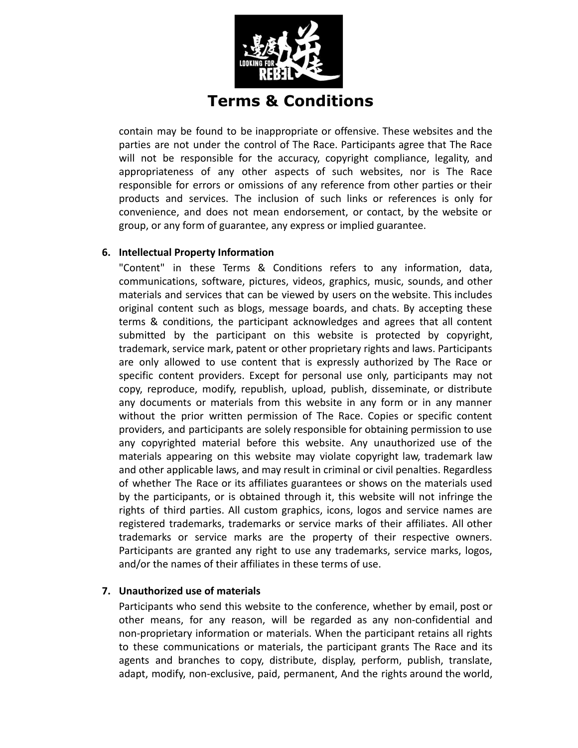contain may be found to be inappropriate or offensive. These websites and the parties are not under the control of The Race. Participants agree that The Race will not be responsible for the accuracy, copyright compliance, legality, and appropriateness of any other aspects of such websites, nor is The Race responsible for errors or omissions of any reference from other parties or their products and services. The inclusion of such links or references is only for convenience, and does not mean endorsement, or contact, by the website or group, or any form of guarantee, any express or implied guarantee.

6. **Intellectual Property Information**

   "Content" in these Terms & Conditions refers to any information, data, communications, software, pictures, videos, graphics, music, sounds, and other materials and services that can be viewed by users on the website. This includes original content such as blogs, message boards, and chats. By accepting these terms & conditions, the participant acknowledges and agrees that all content submitted by the participant on this website is protected by copyright, trademark, service mark, patent or other proprietary rights and laws. Participants are only allowed to use content that is expressly authorized by The Race or specific content providers. Except for personal use only, participants may not copy, reproduce, modify, republish, upload, publish, disseminate, or distribute any documents or materials from this website in any form or in any manner without the prior written permission of The Race. Copies or specific content providers, and participants are solely responsible for obtaining permission to use any copyrighted material before this website. Any unauthorized use of the materials appearing on this website may violate copyright law, trademark law and other applicable laws, and may result in criminal or civil penalties. Regardless of whether The Race or its affiliates guarantees or shows on the materials used by the participants, or is obtained through it, this website will not infringe the rights of third parties. All custom graphics, icons, logos and service names are registered trademarks, trademarks or service marks of their affiliates. All other trademarks or service marks are the property of their respective owners. Participants are granted any right to use any trademarks, service marks, logos, and/or the names of their affiliates in these terms of use.

7. **Unauthorized use of materials**

   Participants who send this website to the conference, whether by email, post or other means, for any reason, will be regarded as any non-confidential and non-proprietary information or materials. When the participant retains all rights to these communications or materials, the participant grants The Race and its agents and branches to copy, distribute, display, perform, publish, translate, adapt, modify, non-exclusive, paid, permanent, And the rights around the world,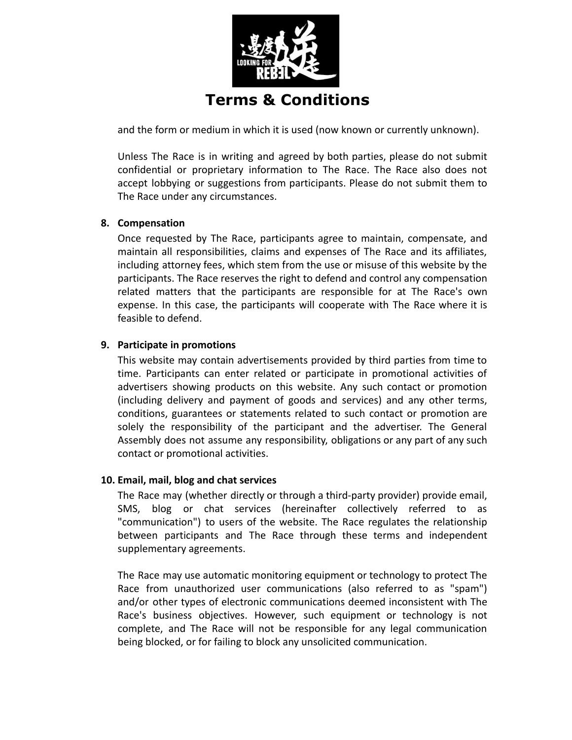and the form or medium in which it is used (now known or currently unknown).

Unless The Race is in writing and agreed by both parties, please do not submit confidential or proprietary information to The Race. The Race also does not accept lobbying or suggestions from participants. Please do not submit them to The Race under any circumstances.

8. **Compensation**

Once requested by The Race, participants agree to maintain, compensate, and maintain all responsibilities, claims and expenses of The Race and its affiliates, including attorney fees, which stem from the use or misuse of this website by the participants. The Race reserves the right to defend and control any compensation related matters that the participants are responsible for at The Race's own expense. In this case, the participants will cooperate with The Race where it is feasible to defend.

9. **Participate in promotions**

This website may contain advertisements provided by third parties from time to time. Participants can enter related or participate in promotional activities of advertisers showing products on this website. Any such contact or promotion (including delivery and payment of goods and services) and any other terms, conditions, guarantees or statements related to such contact or promotion are solely the responsibility of the participant and the advertiser. The General Assembly does not assume any responsibility, obligations or any part of any such contact or promotional activities.

10. **Email, mail, blog and chat services**

The Race may (whether directly or through a third-party provider) provide email, SMS, blog or chat services (hereinafter collectively referred to as "communication") to users of the website. The Race regulates the relationship between participants and The Race through these terms and independent supplementary agreements.

The Race may use automatic monitoring equipment or technology to protect The Race from unauthorized user communications (also referred to as "spam") and/or other types of electronic communications deemed inconsistent with The Race's business objectives. However, such equipment or technology is not complete, and The Race will not be responsible for any legal communication being blocked, or for failing to block any unsolicited communication.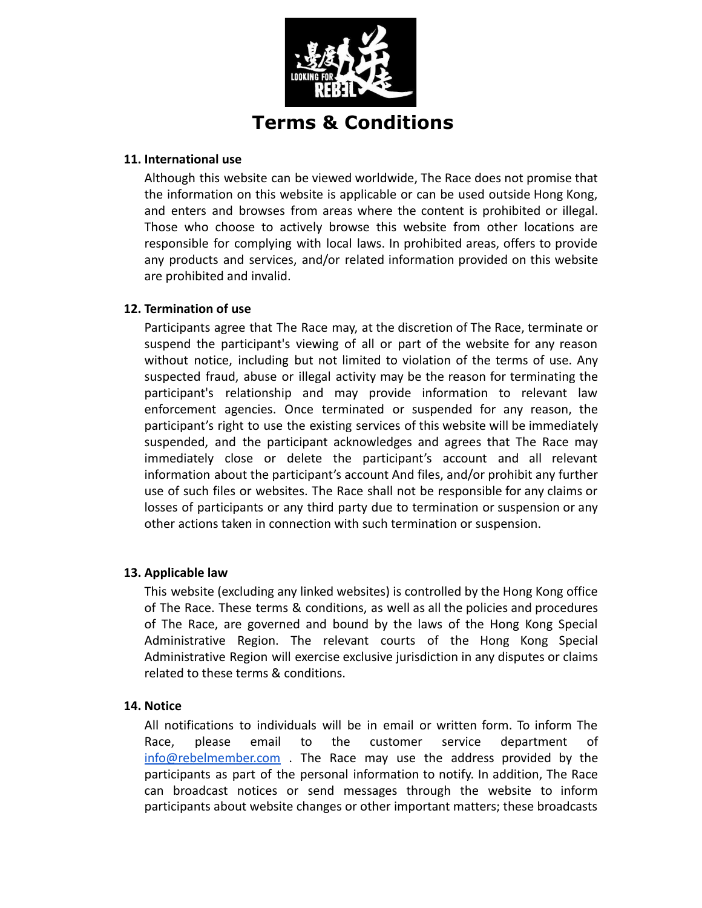# Terms & Conditions

**11. International use**

Although this website can be viewed worldwide, The Race does not promise that the information on this website is applicable or can be used outside Hong Kong, and enters and browses from areas where the content is prohibited or illegal. Those who choose to actively browse this website from other locations are responsible for complying with local laws. In prohibited areas, offers to provide any products and services, and/or related information provided on this website are prohibited and invalid.

**12. Termination of use**

Participants agree that The Race may, at the discretion of The Race, terminate or suspend the participant's viewing of all or part of the website for any reason without notice, including but not limited to violation of the terms of use. Any suspected fraud, abuse or illegal activity may be the reason for terminating the participant's relationship and may provide information to relevant law enforcement agencies. Once terminated or suspended for any reason, the participant's right to use the existing services of this website will be immediately suspended, and the participant acknowledges and agrees that The Race may immediately close or delete the participant's account and all relevant information about the participant's account And files, and/or prohibit any further use of such files or websites. The Race shall not be responsible for any claims or losses of participants or any third party due to termination or suspension or any other actions taken in connection with such termination or suspension.

**13. Applicable law**

This website (excluding any linked websites) is controlled by the Hong Kong office of The Race. These terms & conditions, as well as all the policies and procedures of The Race, are governed and bound by the laws of the Hong Kong Special Administrative Region. The relevant courts of the Hong Kong Special Administrative Region will exercise exclusive jurisdiction in any disputes or claims related to these terms & conditions.

**14. Notice**

All notifications to individuals will be in email or written form. To inform The Race, please email to the customer service department of info@rebelmember.com . The Race may use the address provided by the participants as part of the personal information to notify. In addition, The Race can broadcast notices or send messages through the website to inform participants about website changes or other important matters; these broadcasts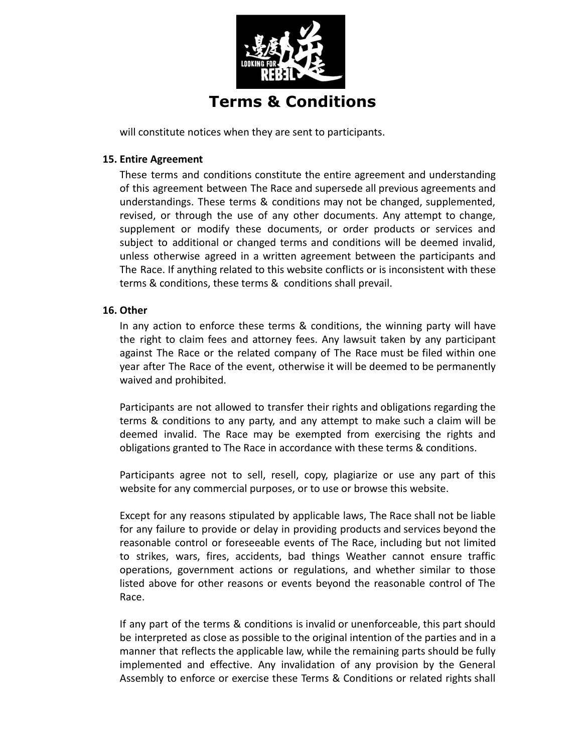will constitute notices when they are sent to participants.

**15. Entire Agreement**

These terms and conditions constitute the entire agreement and understanding of this agreement between The Race and supersede all previous agreements and understandings. These terms & conditions may not be changed, supplemented, revised, or through the use of any other documents. Any attempt to change, supplement or modify these documents, or order products or services and subject to additional or changed terms and conditions will be deemed invalid, unless otherwise agreed in a written agreement between the participants and The Race. If anything related to this website conflicts or is inconsistent with these terms & conditions, these terms & conditions shall prevail.

**16. Other**

In any action to enforce these terms & conditions, the winning party will have the right to claim fees and attorney fees. Any lawsuit taken by any participant against The Race or the related company of The Race must be filed within one year after The Race of the event, otherwise it will be deemed to be permanently waived and prohibited.

Participants are not allowed to transfer their rights and obligations regarding the terms & conditions to any party, and any attempt to make such a claim will be deemed invalid. The Race may be exempted from exercising the rights and obligations granted to The Race in accordance with these terms & conditions.

Participants agree not to sell, resell, copy, plagiarize or use any part of this website for any commercial purposes, or to use or browse this website.

Except for any reasons stipulated by applicable laws, The Race shall not be liable for any failure to provide or delay in providing products and services beyond the reasonable control or foreseeable events of The Race, including but not limited to strikes, wars, fires, accidents, bad things Weather cannot ensure traffic operations, government actions or regulations, and whether similar to those listed above for other reasons or events beyond the reasonable control of The Race.

If any part of the terms & conditions is invalid or unenforceable, this part should be interpreted as close as possible to the original intention of the parties and in a manner that reflects the applicable law, while the remaining parts should be fully implemented and effective. Any invalidation of any provision by the General Assembly to enforce or exercise these Terms & Conditions or related rights shall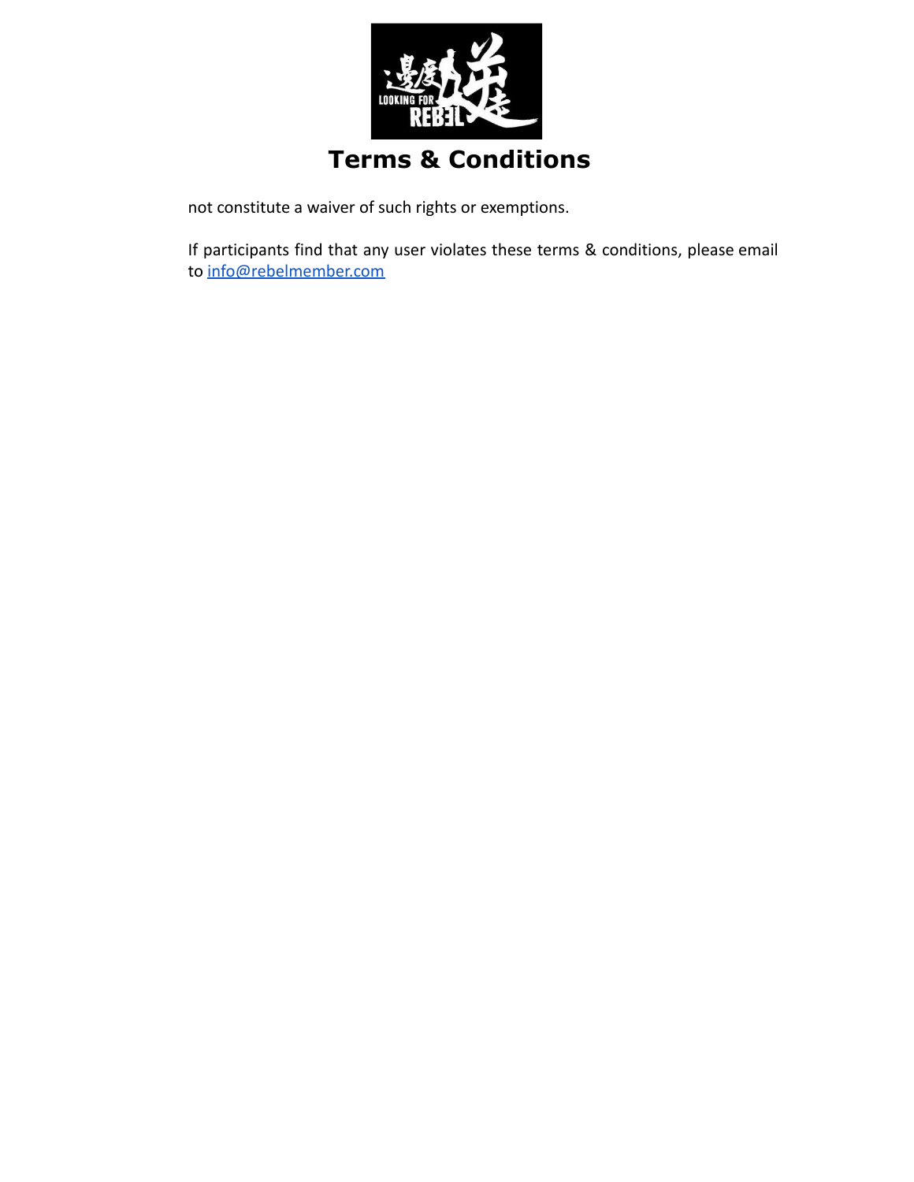# Terms & Conditions

not constitute a waiver of such rights or exemptions.

If participants find that any user violates these terms & conditions, please email to info@rebelmember.com